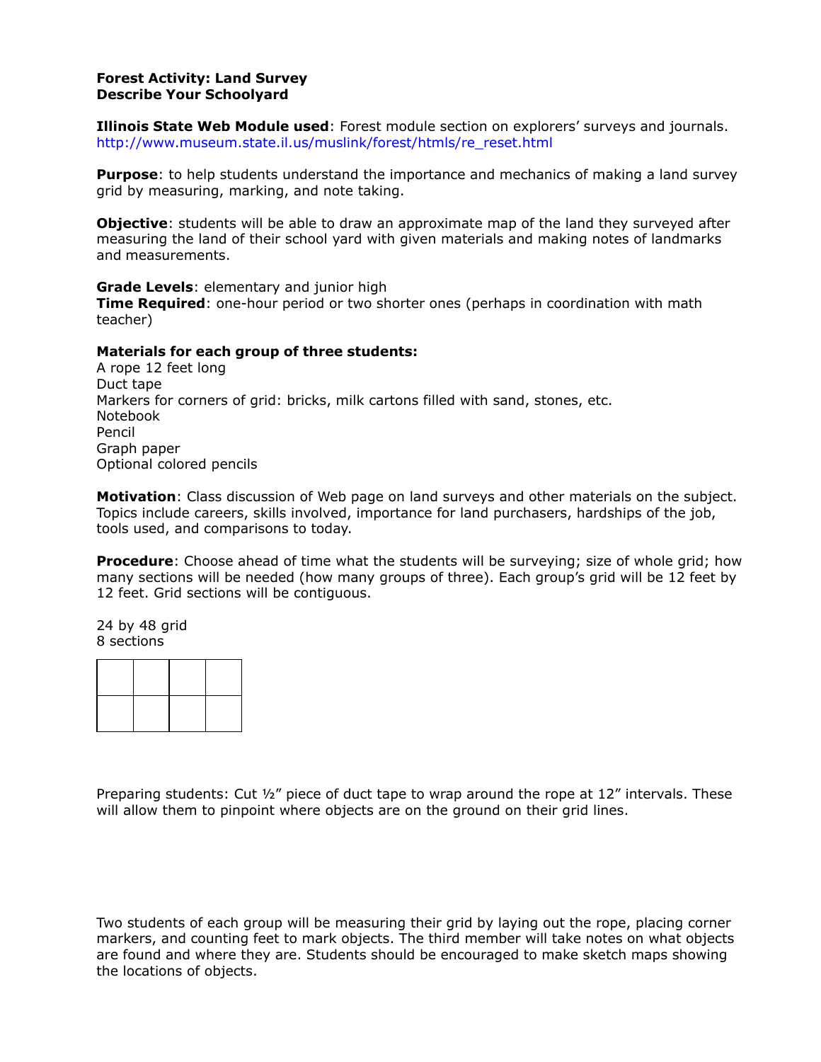**Forest Activity: Land Survey**
**Describe Your Schoolyard**

**Illinois State Web Module used**: Forest module section on explorers' surveys and journals. http://www.museum.state.il.us/muslink/forest/htmls/re_reset.html

**Purpose**: to help students understand the importance and mechanics of making a land survey grid by measuring, marking, and note taking.

**Objective**: students will be able to draw an approximate map of the land they surveyed after measuring the land of their school yard with given materials and making notes of landmarks and measurements.

**Grade Levels**: elementary and junior high
**Time Required**: one-hour period or two shorter ones (perhaps in coordination with math teacher)

**Materials for each group of three students:**
A rope 12 feet long
Duct tape
Markers for corners of grid: bricks, milk cartons filled with sand, stones, etc.
Notebook
Pencil
Graph paper
Optional colored pencils

**Motivation**: Class discussion of Web page on land surveys and other materials on the subject. Topics include careers, skills involved, importance for land purchasers, hardships of the job, tools used, and comparisons to today.

**Procedure**: Choose ahead of time what the students will be surveying; size of whole grid; how many sections will be needed (how many groups of three). Each group's grid will be 12 feet by 12 feet. Grid sections will be contiguous.

24 by 48 grid
8 sections

| | | | |
|---|---|---|---|
| | | | |
| | | | |

Preparing students: Cut ½" piece of duct tape to wrap around the rope at 12" intervals. These will allow them to pinpoint where objects are on the ground on their grid lines.

Two students of each group will be measuring their grid by laying out the rope, placing corner markers, and counting feet to mark objects. The third member will take notes on what objects are found and where they are. Students should be encouraged to make sketch maps showing the locations of objects.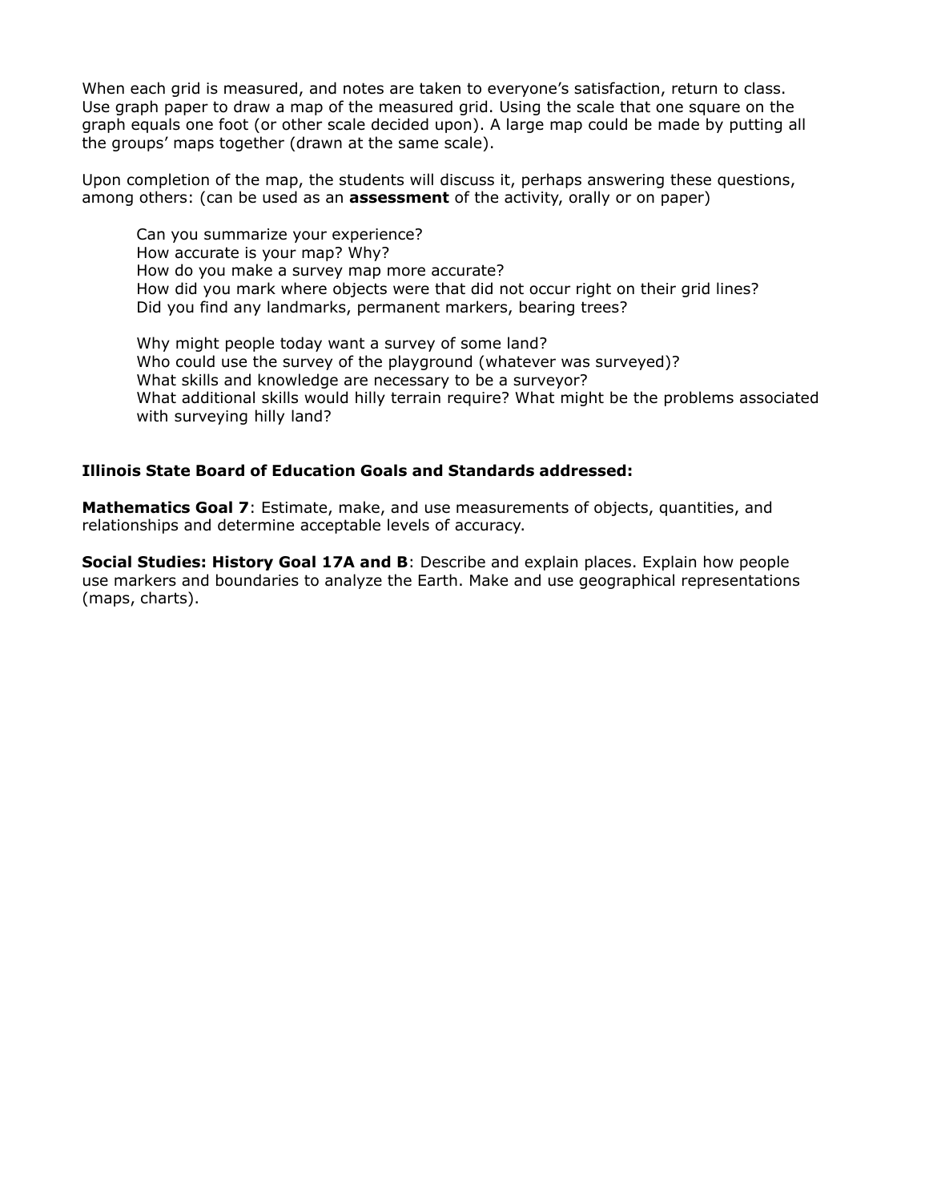When each grid is measured, and notes are taken to everyone's satisfaction, return to class. Use graph paper to draw a map of the measured grid. Using the scale that one square on the graph equals one foot (or other scale decided upon). A large map could be made by putting all the groups' maps together (drawn at the same scale).

Upon completion of the map, the students will discuss it, perhaps answering these questions, among others: (can be used as an **assessment** of the activity, orally or on paper)

> Can you summarize your experience?
> How accurate is your map? Why?
> How do you make a survey map more accurate?
> How did you mark where objects were that did not occur right on their grid lines?
> Did you find any landmarks, permanent markers, bearing trees?
>
> Why might people today want a survey of some land?
> Who could use the survey of the playground (whatever was surveyed)?
> What skills and knowledge are necessary to be a surveyor?
> What additional skills would hilly terrain require? What might be the problems associated with surveying hilly land?

**Illinois State Board of Education Goals and Standards addressed:**

**Mathematics Goal 7**: Estimate, make, and use measurements of objects, quantities, and relationships and determine acceptable levels of accuracy.

**Social Studies: History Goal 17A and B**: Describe and explain places. Explain how people use markers and boundaries to analyze the Earth. Make and use geographical representations (maps, charts).